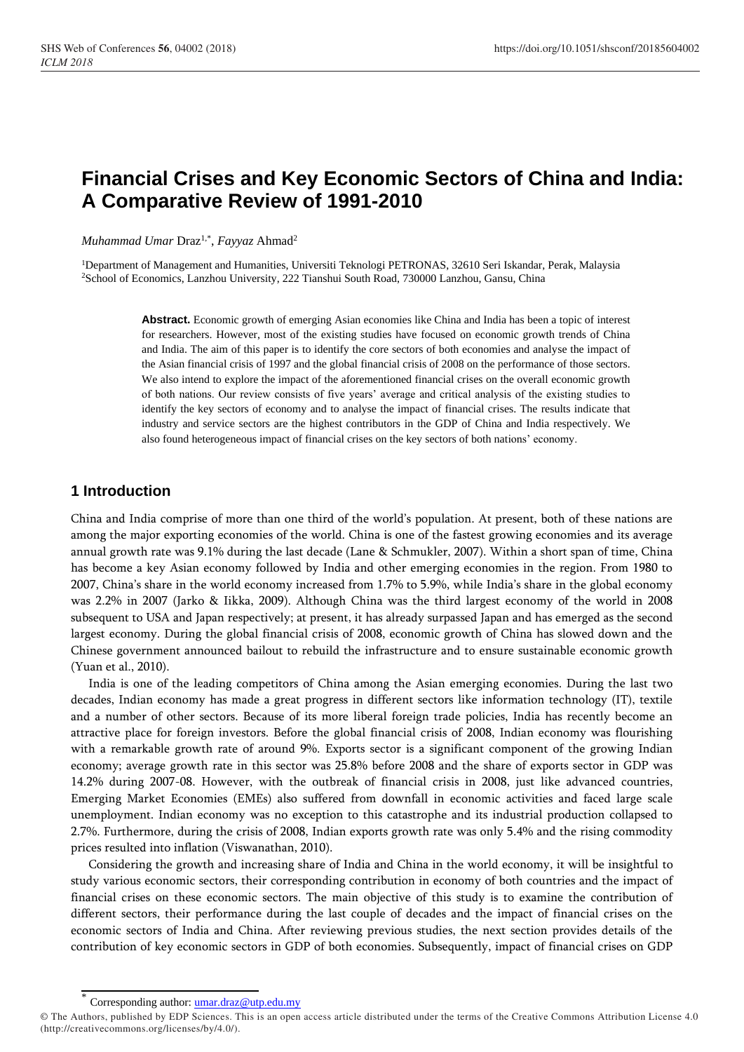# Financial Crises and Key Economic Sectors of China and India: A Comparative Review of 1991-2010

*Muhammad Umar* Draz[1,*], *Fayyaz* Ahmad[2]

[1]Department of Management and Humanities, Universiti Teknologi PETRONAS, 32610 Seri Iskandar, Perak, Malaysia
[2]School of Economics, Lanzhou University, 222 Tianshui South Road, 730000 Lanzhou, Gansu, China

**Abstract.** Economic growth of emerging Asian economies like China and India has been a topic of interest for researchers. However, most of the existing studies have focused on economic growth trends of China and India. The aim of this paper is to identify the core sectors of both economies and analyse the impact of the Asian financial crisis of 1997 and the global financial crisis of 2008 on the performance of those sectors. We also intend to explore the impact of the aforementioned financial crises on the overall economic growth of both nations. Our review consists of five years' average and critical analysis of the existing studies to identify the key sectors of economy and to analyse the impact of financial crises. The results indicate that industry and service sectors are the highest contributors in the GDP of China and India respectively. We also found heterogeneous impact of financial crises on the key sectors of both nations' economy.

## 1 Introduction

China and India comprise of more than one third of the world's population. At present, both of these nations are among the major exporting economies of the world. China is one of the fastest growing economies and its average annual growth rate was 9.1% during the last decade (Lane & Schmukler, 2007). Within a short span of time, China has become a key Asian economy followed by India and other emerging economies in the region. From 1980 to 2007, China's share in the world economy increased from 1.7% to 5.9%, while India's share in the global economy was 2.2% in 2007 (Jarko & Iikka, 2009). Although China was the third largest economy of the world in 2008 subsequent to USA and Japan respectively; at present, it has already surpassed Japan and has emerged as the second largest economy. During the global financial crisis of 2008, economic growth of China has slowed down and the Chinese government announced bailout to rebuild the infrastructure and to ensure sustainable economic growth (Yuan et al., 2010).

India is one of the leading competitors of China among the Asian emerging economies. During the last two decades, Indian economy has made a great progress in different sectors like information technology (IT), textile and a number of other sectors. Because of its more liberal foreign trade policies, India has recently become an attractive place for foreign investors. Before the global financial crisis of 2008, Indian economy was flourishing with a remarkable growth rate of around 9%. Exports sector is a significant component of the growing Indian economy; average growth rate in this sector was 25.8% before 2008 and the share of exports sector in GDP was 14.2% during 2007-08. However, with the outbreak of financial crisis in 2008, just like advanced countries, Emerging Market Economies (EMEs) also suffered from downfall in economic activities and faced large scale unemployment. Indian economy was no exception to this catastrophe and its industrial production collapsed to 2.7%. Furthermore, during the crisis of 2008, Indian exports growth rate was only 5.4% and the rising commodity prices resulted into inflation (Viswanathan, 2010).

Considering the growth and increasing share of India and China in the world economy, it will be insightful to study various economic sectors, their corresponding contribution in economy of both countries and the impact of financial crises on these economic sectors. The main objective of this study is to examine the contribution of different sectors, their performance during the last couple of decades and the impact of financial crises on the economic sectors of India and China. After reviewing previous studies, the next section provides details of the contribution of key economic sectors in GDP of both economies. Subsequently, impact of financial crises on GDP

[*] Corresponding author: umar.draz@utp.edu.my

© The Authors, published by EDP Sciences. This is an open access article distributed under the terms of the Creative Commons Attribution License 4.0 (http://creativecommons.org/licenses/by/4.0/).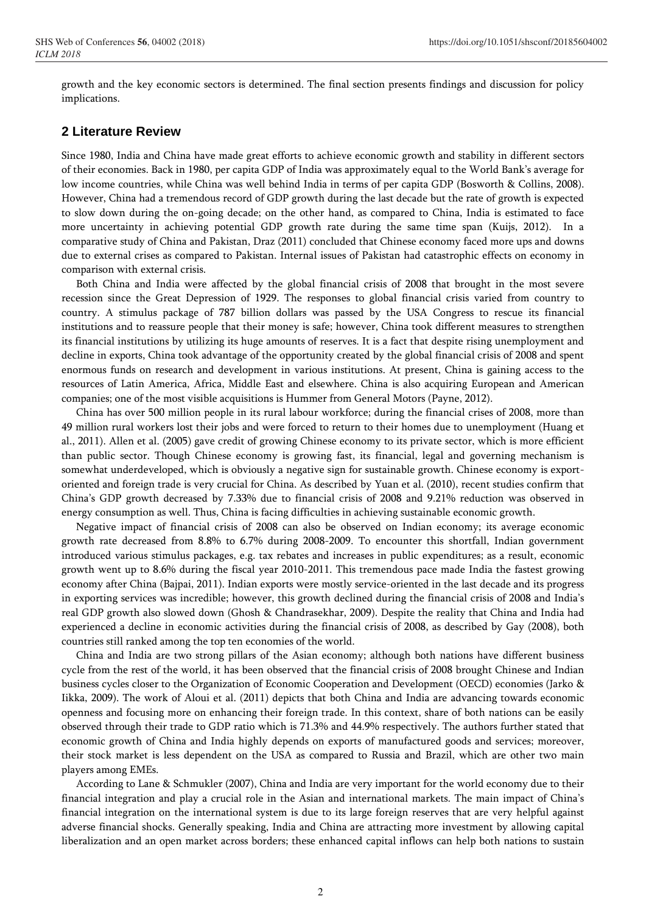growth and the key economic sectors is determined. The final section presents findings and discussion for policy implications.

## 2 Literature Review

Since 1980, India and China have made great efforts to achieve economic growth and stability in different sectors of their economies. Back in 1980, per capita GDP of India was approximately equal to the World Bank's average for low income countries, while China was well behind India in terms of per capita GDP (Bosworth & Collins, 2008). However, China had a tremendous record of GDP growth during the last decade but the rate of growth is expected to slow down during the on-going decade; on the other hand, as compared to China, India is estimated to face more uncertainty in achieving potential GDP growth rate during the same time span (Kuijs, 2012). In a comparative study of China and Pakistan, Draz (2011) concluded that Chinese economy faced more ups and downs due to external crises as compared to Pakistan. Internal issues of Pakistan had catastrophic effects on economy in comparison with external crisis.

Both China and India were affected by the global financial crisis of 2008 that brought in the most severe recession since the Great Depression of 1929. The responses to global financial crisis varied from country to country. A stimulus package of 787 billion dollars was passed by the USA Congress to rescue its financial institutions and to reassure people that their money is safe; however, China took different measures to strengthen its financial institutions by utilizing its huge amounts of reserves. It is a fact that despite rising unemployment and decline in exports, China took advantage of the opportunity created by the global financial crisis of 2008 and spent enormous funds on research and development in various institutions. At present, China is gaining access to the resources of Latin America, Africa, Middle East and elsewhere. China is also acquiring European and American companies; one of the most visible acquisitions is Hummer from General Motors (Payne, 2012).

China has over 500 million people in its rural labour workforce; during the financial crises of 2008, more than 49 million rural workers lost their jobs and were forced to return to their homes due to unemployment (Huang et al., 2011). Allen et al. (2005) gave credit of growing Chinese economy to its private sector, which is more efficient than public sector. Though Chinese economy is growing fast, its financial, legal and governing mechanism is somewhat underdeveloped, which is obviously a negative sign for sustainable growth. Chinese economy is export-oriented and foreign trade is very crucial for China. As described by Yuan et al. (2010), recent studies confirm that China's GDP growth decreased by 7.33% due to financial crisis of 2008 and 9.21% reduction was observed in energy consumption as well. Thus, China is facing difficulties in achieving sustainable economic growth.

Negative impact of financial crisis of 2008 can also be observed on Indian economy; its average economic growth rate decreased from 8.8% to 6.7% during 2008-2009. To encounter this shortfall, Indian government introduced various stimulus packages, e.g. tax rebates and increases in public expenditures; as a result, economic growth went up to 8.6% during the fiscal year 2010-2011. This tremendous pace made India the fastest growing economy after China (Bajpai, 2011). Indian exports were mostly service-oriented in the last decade and its progress in exporting services was incredible; however, this growth declined during the financial crisis of 2008 and India's real GDP growth also slowed down (Ghosh & Chandrasekhar, 2009). Despite the reality that China and India had experienced a decline in economic activities during the financial crisis of 2008, as described by Gay (2008), both countries still ranked among the top ten economies of the world.

China and India are two strong pillars of the Asian economy; although both nations have different business cycle from the rest of the world, it has been observed that the financial crisis of 2008 brought Chinese and Indian business cycles closer to the Organization of Economic Cooperation and Development (OECD) economies (Jarko & Iikka, 2009). The work of Aloui et al. (2011) depicts that both China and India are advancing towards economic openness and focusing more on enhancing their foreign trade. In this context, share of both nations can be easily observed through their trade to GDP ratio which is 71.3% and 44.9% respectively. The authors further stated that economic growth of China and India highly depends on exports of manufactured goods and services; moreover, their stock market is less dependent on the USA as compared to Russia and Brazil, which are other two main players among EMEs.

According to Lane & Schmukler (2007), China and India are very important for the world economy due to their financial integration and play a crucial role in the Asian and international markets. The main impact of China's financial integration on the international system is due to its large foreign reserves that are very helpful against adverse financial shocks. Generally speaking, India and China are attracting more investment by allowing capital liberalization and an open market across borders; these enhanced capital inflows can help both nations to sustain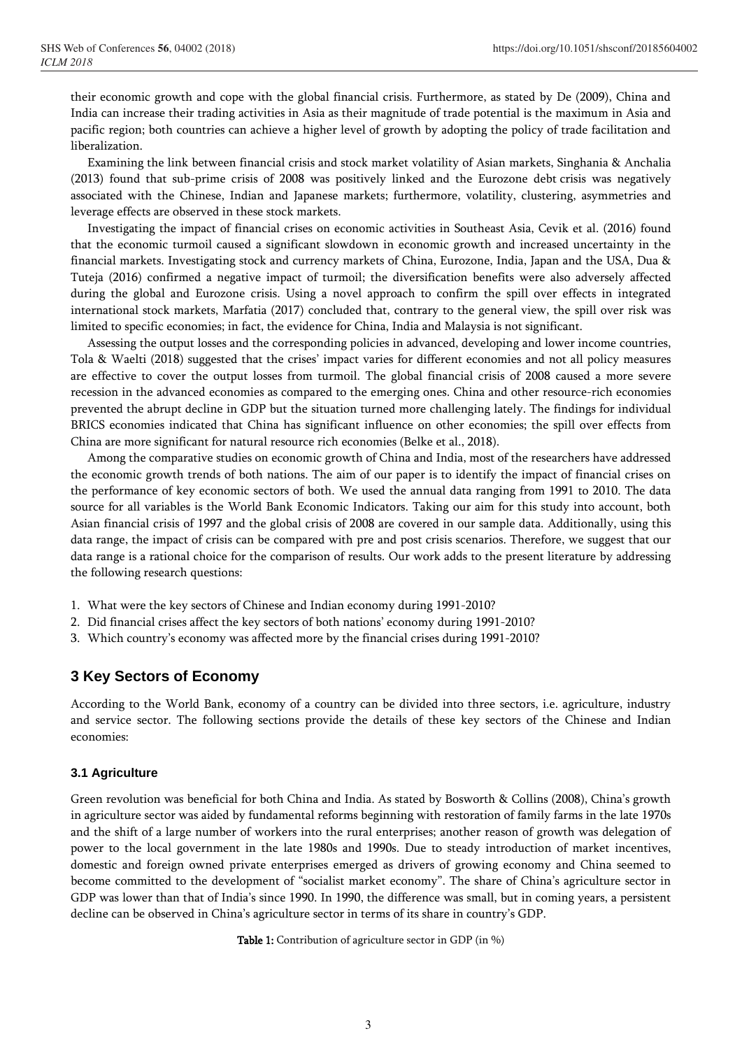their economic growth and cope with the global financial crisis. Furthermore, as stated by De (2009), China and India can increase their trading activities in Asia as their magnitude of trade potential is the maximum in Asia and pacific region; both countries can achieve a higher level of growth by adopting the policy of trade facilitation and liberalization.

Examining the link between financial crisis and stock market volatility of Asian markets, Singhania & Anchalia (2013) found that sub-prime crisis of 2008 was positively linked and the Eurozone debt crisis was negatively associated with the Chinese, Indian and Japanese markets; furthermore, volatility, clustering, asymmetries and leverage effects are observed in these stock markets.

Investigating the impact of financial crises on economic activities in Southeast Asia, Cevik et al. (2016) found that the economic turmoil caused a significant slowdown in economic growth and increased uncertainty in the financial markets. Investigating stock and currency markets of China, Eurozone, India, Japan and the USA, Dua & Tuteja (2016) confirmed a negative impact of turmoil; the diversification benefits were also adversely affected during the global and Eurozone crisis. Using a novel approach to confirm the spill over effects in integrated international stock markets, Marfatia (2017) concluded that, contrary to the general view, the spill over risk was limited to specific economies; in fact, the evidence for China, India and Malaysia is not significant.

Assessing the output losses and the corresponding policies in advanced, developing and lower income countries, Tola & Waelti (2018) suggested that the crises' impact varies for different economies and not all policy measures are effective to cover the output losses from turmoil. The global financial crisis of 2008 caused a more severe recession in the advanced economies as compared to the emerging ones. China and other resource-rich economies prevented the abrupt decline in GDP but the situation turned more challenging lately. The findings for individual BRICS economies indicated that China has significant influence on other economies; the spill over effects from China are more significant for natural resource rich economies (Belke et al., 2018).

Among the comparative studies on economic growth of China and India, most of the researchers have addressed the economic growth trends of both nations. The aim of our paper is to identify the impact of financial crises on the performance of key economic sectors of both. We used the annual data ranging from 1991 to 2010. The data source for all variables is the World Bank Economic Indicators. Taking our aim for this study into account, both Asian financial crisis of 1997 and the global crisis of 2008 are covered in our sample data. Additionally, using this data range, the impact of crisis can be compared with pre and post crisis scenarios. Therefore, we suggest that our data range is a rational choice for the comparison of results. Our work adds to the present literature by addressing the following research questions:

1. What were the key sectors of Chinese and Indian economy during 1991-2010?
2. Did financial crises affect the key sectors of both nations' economy during 1991-2010?
3. Which country's economy was affected more by the financial crises during 1991-2010?

## 3 Key Sectors of Economy

According to the World Bank, economy of a country can be divided into three sectors, i.e. agriculture, industry and service sector. The following sections provide the details of these key sectors of the Chinese and Indian economies:

### 3.1 Agriculture

Green revolution was beneficial for both China and India. As stated by Bosworth & Collins (2008), China's growth in agriculture sector was aided by fundamental reforms beginning with restoration of family farms in the late 1970s and the shift of a large number of workers into the rural enterprises; another reason of growth was delegation of power to the local government in the late 1980s and 1990s. Due to steady introduction of market incentives, domestic and foreign owned private enterprises emerged as drivers of growing economy and China seemed to become committed to the development of "socialist market economy". The share of China's agriculture sector in GDP was lower than that of India's since 1990. In 1990, the difference was small, but in coming years, a persistent decline can be observed in China's agriculture sector in terms of its share in country's GDP.

**Table 1:** Contribution of agriculture sector in GDP (in %)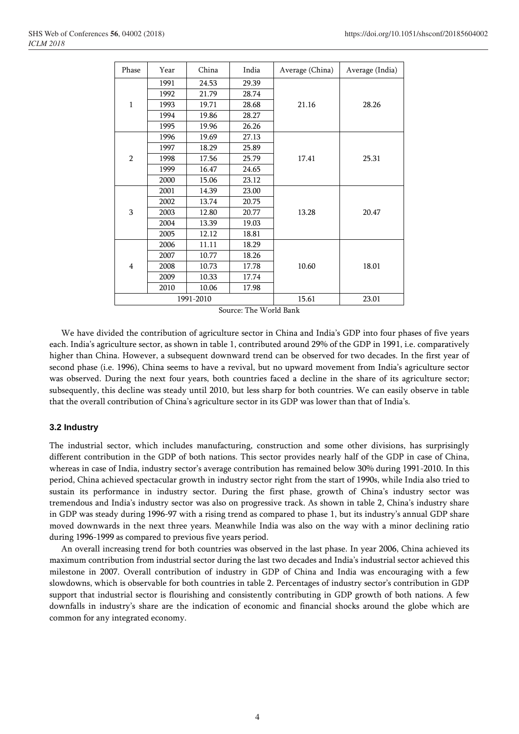| Phase | Year | China | India | Average (China) | Average (India) |
|---|---|---|---|---|---|
| 1 | 1991 | 24.53 | 29.39 | 21.16 | 28.26 |
| | 1992 | 21.79 | 28.74 | | |
| | 1993 | 19.71 | 28.68 | | |
| | 1994 | 19.86 | 28.27 | | |
| | 1995 | 19.96 | 26.26 | | |
| 2 | 1996 | 19.69 | 27.13 | 17.41 | 25.31 |
| | 1997 | 18.29 | 25.89 | | |
| | 1998 | 17.56 | 25.79 | | |
| | 1999 | 16.47 | 24.65 | | |
| | 2000 | 15.06 | 23.12 | | |
| 3 | 2001 | 14.39 | 23.00 | 13.28 | 20.47 |
| | 2002 | 13.74 | 20.75 | | |
| | 2003 | 12.80 | 20.77 | | |
| | 2004 | 13.39 | 19.03 | | |
| | 2005 | 12.12 | 18.81 | | |
| 4 | 2006 | 11.11 | 18.29 | 10.60 | 18.01 |
| | 2007 | 10.77 | 18.26 | | |
| | 2008 | 10.73 | 17.78 | | |
| | 2009 | 10.33 | 17.74 | | |
| | 2010 | 10.06 | 17.98 | | |
| 1991-2010 | | | | 15.61 | 23.01 |

Source: The World Bank

We have divided the contribution of agriculture sector in China and India's GDP into four phases of five years each. India's agriculture sector, as shown in table 1, contributed around 29% of the GDP in 1991, i.e. comparatively higher than China. However, a subsequent downward trend can be observed for two decades. In the first year of second phase (i.e. 1996), China seems to have a revival, but no upward movement from India's agriculture sector was observed. During the next four years, both countries faced a decline in the share of its agriculture sector; subsequently, this decline was steady until 2010, but less sharp for both countries. We can easily observe in table that the overall contribution of China's agriculture sector in its GDP was lower than that of India's.

### 3.2 Industry

The industrial sector, which includes manufacturing, construction and some other divisions, has surprisingly different contribution in the GDP of both nations. This sector provides nearly half of the GDP in case of China, whereas in case of India, industry sector's average contribution has remained below 30% during 1991-2010. In this period, China achieved spectacular growth in industry sector right from the start of 1990s, while India also tried to sustain its performance in industry sector. During the first phase, growth of China's industry sector was tremendous and India's industry sector was also on progressive track. As shown in table 2, China's industry share in GDP was steady during 1996-97 with a rising trend as compared to phase 1, but its industry's annual GDP share moved downwards in the next three years. Meanwhile India was also on the way with a minor declining ratio during 1996-1999 as compared to previous five years period.

An overall increasing trend for both countries was observed in the last phase. In year 2006, China achieved its maximum contribution from industrial sector during the last two decades and India's industrial sector achieved this milestone in 2007. Overall contribution of industry in GDP of China and India was encouraging with a few slowdowns, which is observable for both countries in table 2. Percentages of industry sector's contribution in GDP support that industrial sector is flourishing and consistently contributing in GDP growth of both nations. A few downfalls in industry's share are the indication of economic and financial shocks around the globe which are common for any integrated economy.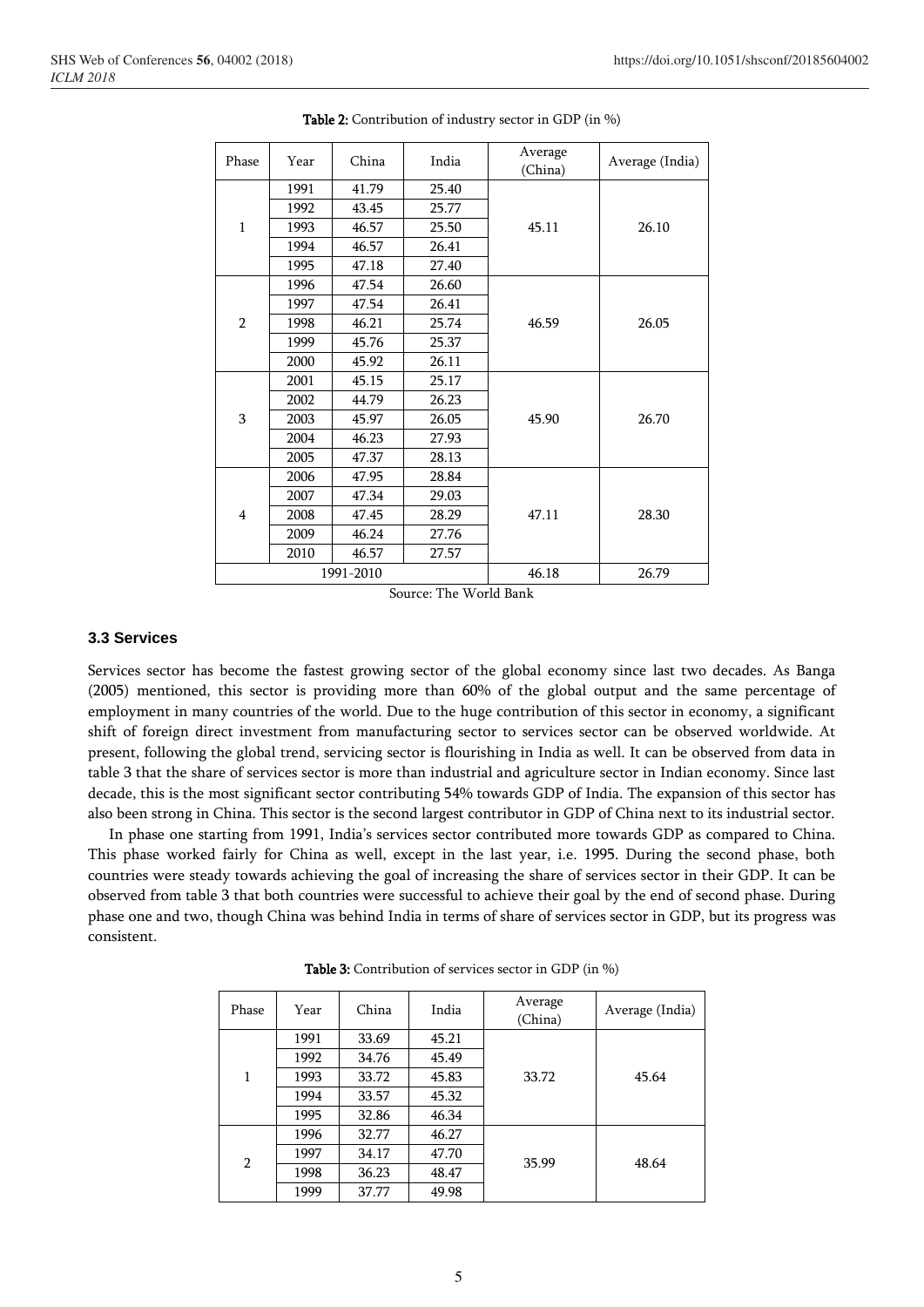**Table 2:** Contribution of industry sector in GDP (in %)

| Phase | Year | China | India | Average (China) | Average (India) |
|---|---|---|---|---|---|
| 1 | 1991 | 41.79 | 25.40 | 45.11 | 26.10 |
| | 1992 | 43.45 | 25.77 | | |
| | 1993 | 46.57 | 25.50 | | |
| | 1994 | 46.57 | 26.41 | | |
| | 1995 | 47.18 | 27.40 | | |
| 2 | 1996 | 47.54 | 26.60 | 46.59 | 26.05 |
| | 1997 | 47.54 | 26.41 | | |
| | 1998 | 46.21 | 25.74 | | |
| | 1999 | 45.76 | 25.37 | | |
| | 2000 | 45.92 | 26.11 | | |
| 3 | 2001 | 45.15 | 25.17 | 45.90 | 26.70 |
| | 2002 | 44.79 | 26.23 | | |
| | 2003 | 45.97 | 26.05 | | |
| | 2004 | 46.23 | 27.93 | | |
| | 2005 | 47.37 | 28.13 | | |
| 4 | 2006 | 47.95 | 28.84 | 47.11 | 28.30 |
| | 2007 | 47.34 | 29.03 | | |
| | 2008 | 47.45 | 28.29 | | |
| | 2009 | 46.24 | 27.76 | | |
| | 2010 | 46.57 | 27.57 | | |
| 1991-2010 | | | | 46.18 | 26.79 |

Source: The World Bank

### 3.3 Services

Services sector has become the fastest growing sector of the global economy since last two decades. As Banga (2005) mentioned, this sector is providing more than 60% of the global output and the same percentage of employment in many countries of the world. Due to the huge contribution of this sector in economy, a significant shift of foreign direct investment from manufacturing sector to services sector can be observed worldwide. At present, following the global trend, servicing sector is flourishing in India as well. It can be observed from data in table 3 that the share of services sector is more than industrial and agriculture sector in Indian economy. Since last decade, this is the most significant sector contributing 54% towards GDP of India. The expansion of this sector has also been strong in China. This sector is the second largest contributor in GDP of China next to its industrial sector.

In phase one starting from 1991, India's services sector contributed more towards GDP as compared to China. This phase worked fairly for China as well, except in the last year, i.e. 1995. During the second phase, both countries were steady towards achieving the goal of increasing the share of services sector in their GDP. It can be observed from table 3 that both countries were successful to achieve their goal by the end of second phase. During phase one and two, though China was behind India in terms of share of services sector in GDP, but its progress was consistent.

**Table 3:** Contribution of services sector in GDP (in %)

| Phase | Year | China | India | Average (China) | Average (India) |
|---|---|---|---|---|---|
| 1 | 1991 | 33.69 | 45.21 | 33.72 | 45.64 |
| | 1992 | 34.76 | 45.49 | | |
| | 1993 | 33.72 | 45.83 | | |
| | 1994 | 33.57 | 45.32 | | |
| | 1995 | 32.86 | 46.34 | | |
| 2 | 1996 | 32.77 | 46.27 | 35.99 | 48.64 |
| | 1997 | 34.17 | 47.70 | | |
| | 1998 | 36.23 | 48.47 | | |
| | 1999 | 37.77 | 49.98 | | |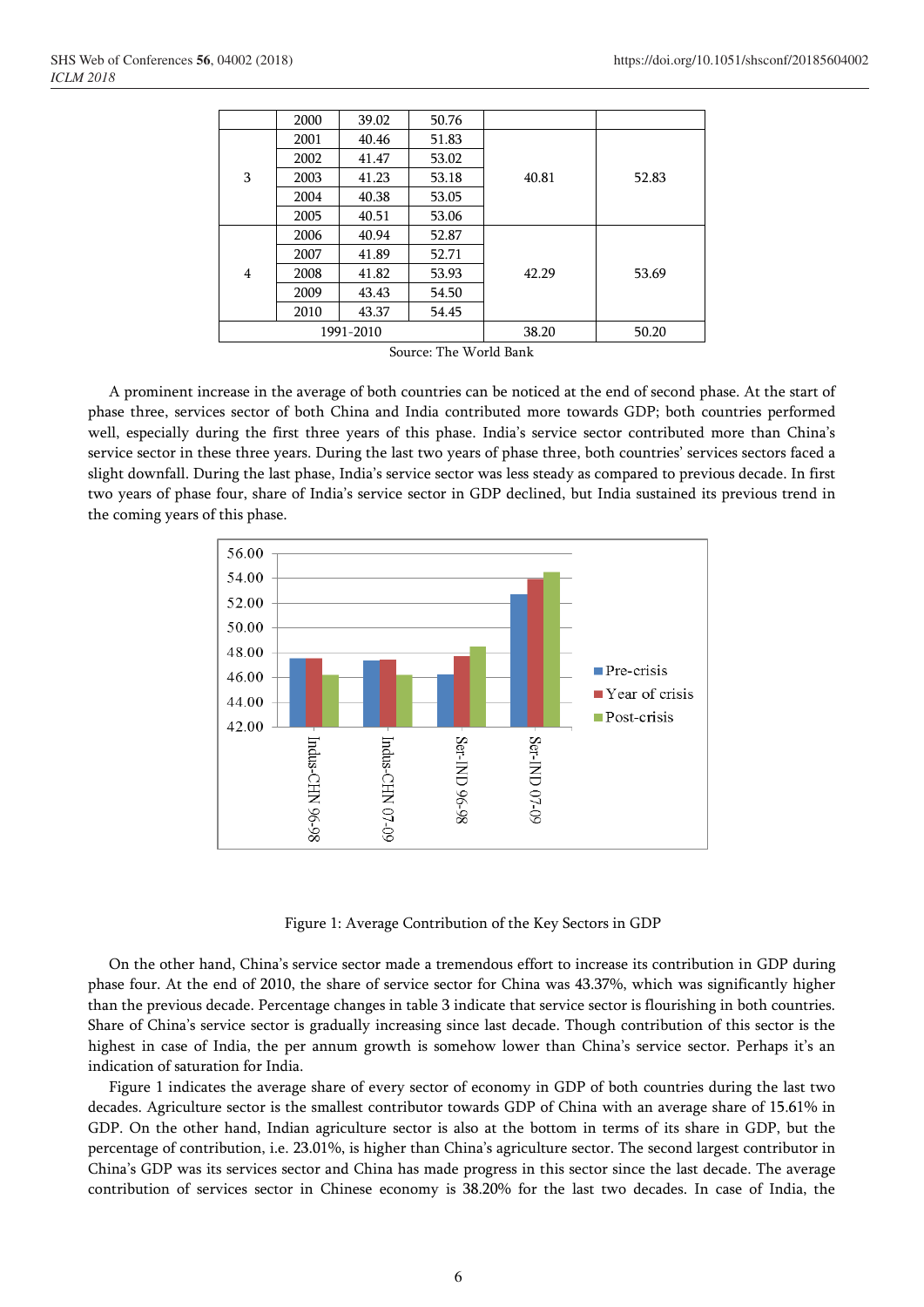|  | 2000 | 39.02 | 50.76 |  |  |
|---|---|---|---|---|---|
| 3 | 2001 | 40.46 | 51.83 | 40.81 | 52.83 |
|  | 2002 | 41.47 | 53.02 |  |  |
|  | 2003 | 41.23 | 53.18 |  |  |
|  | 2004 | 40.38 | 53.05 |  |  |
|  | 2005 | 40.51 | 53.06 |  |  |
| 4 | 2006 | 40.94 | 52.87 | 42.29 | 53.69 |
|  | 2007 | 41.89 | 52.71 |  |  |
|  | 2008 | 41.82 | 53.93 |  |  |
|  | 2009 | 43.43 | 54.50 |  |  |
|  | 2010 | 43.37 | 54.45 |  |  |
| 1991-2010 |  |  |  | 38.20 | 50.20 |

Source: The World Bank

A prominent increase in the average of both countries can be noticed at the end of second phase. At the start of phase three, services sector of both China and India contributed more towards GDP; both countries performed well, especially during the first three years of this phase. India's service sector contributed more than China's service sector in these three years. During the last two years of phase three, both countries' services sectors faced a slight downfall. During the last phase, India's service sector was less steady as compared to previous decade. In first two years of phase four, share of India's service sector in GDP declined, but India sustained its previous trend in the coming years of this phase.

Figure 1: Average Contribution of the Key Sectors in GDP

On the other hand, China's service sector made a tremendous effort to increase its contribution in GDP during phase four. At the end of 2010, the share of service sector for China was 43.37%, which was significantly higher than the previous decade. Percentage changes in table 3 indicate that service sector is flourishing in both countries. Share of China's service sector is gradually increasing since last decade. Though contribution of this sector is the highest in case of India, the per annum growth is somehow lower than China's service sector. Perhaps it's an indication of saturation for India.

Figure 1 indicates the average share of every sector of economy in GDP of both countries during the last two decades. Agriculture sector is the smallest contributor towards GDP of China with an average share of 15.61% in GDP. On the other hand, Indian agriculture sector is also at the bottom in terms of its share in GDP, but the percentage of contribution, i.e. 23.01%, is higher than China's agriculture sector. The second largest contributor in China's GDP was its services sector and China has made progress in this sector since the last decade. The average contribution of services sector in Chinese economy is 38.20% for the last two decades. In case of India, the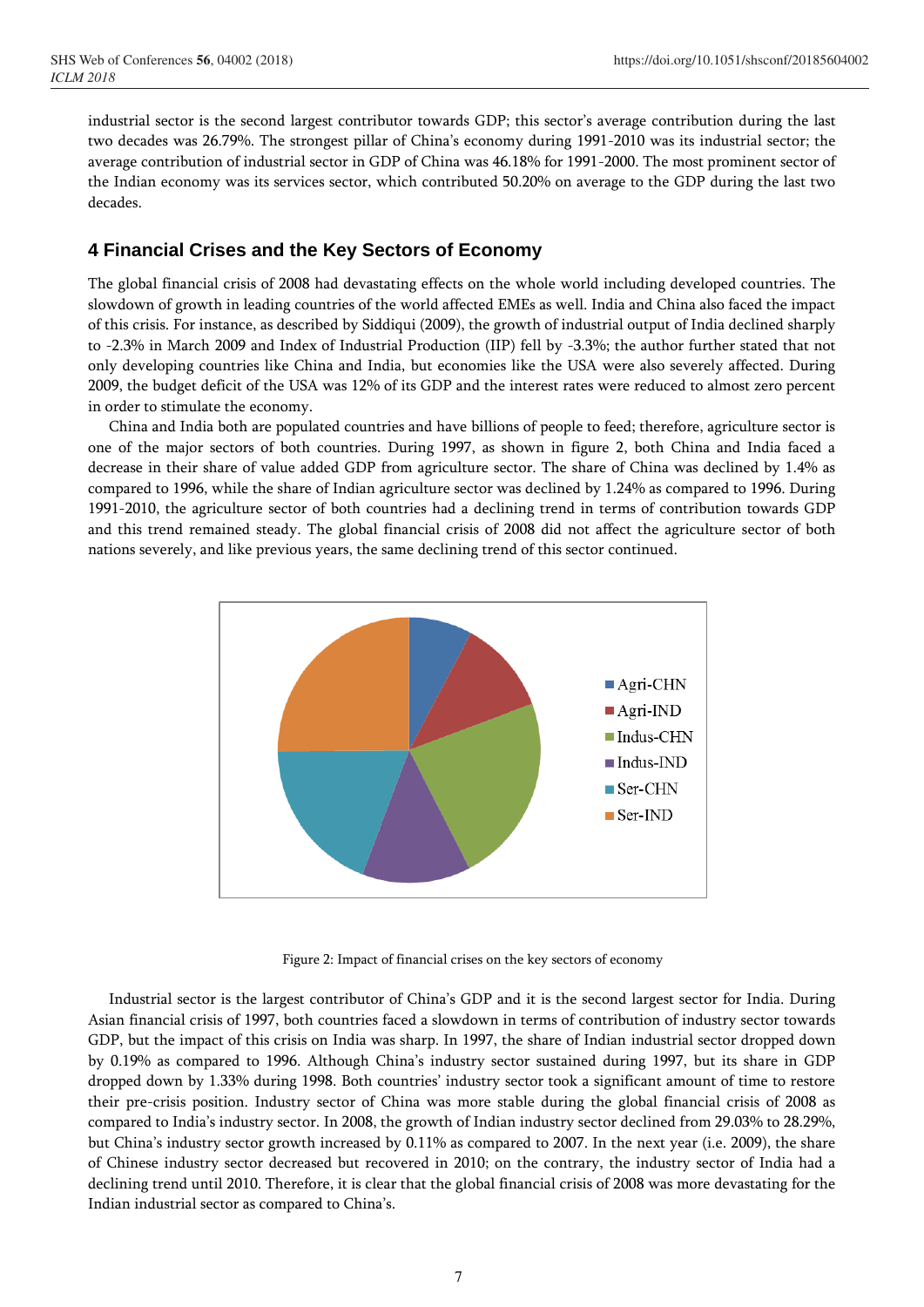industrial sector is the second largest contributor towards GDP; this sector's average contribution during the last two decades was 26.79%. The strongest pillar of China's economy during 1991-2010 was its industrial sector; the average contribution of industrial sector in GDP of China was 46.18% for 1991-2000. The most prominent sector of the Indian economy was its services sector, which contributed 50.20% on average to the GDP during the last two decades.

## 4 Financial Crises and the Key Sectors of Economy

The global financial crisis of 2008 had devastating effects on the whole world including developed countries. The slowdown of growth in leading countries of the world affected EMEs as well. India and China also faced the impact of this crisis. For instance, as described by Siddiqui (2009), the growth of industrial output of India declined sharply to -2.3% in March 2009 and Index of Industrial Production (IIP) fell by -3.3%; the author further stated that not only developing countries like China and India, but economies like the USA were also severely affected. During 2009, the budget deficit of the USA was 12% of its GDP and the interest rates were reduced to almost zero percent in order to stimulate the economy.

China and India both are populated countries and have billions of people to feed; therefore, agriculture sector is one of the major sectors of both countries. During 1997, as shown in figure 2, both China and India faced a decrease in their share of value added GDP from agriculture sector. The share of China was declined by 1.4% as compared to 1996, while the share of Indian agriculture sector was declined by 1.24% as compared to 1996. During 1991-2010, the agriculture sector of both countries had a declining trend in terms of contribution towards GDP and this trend remained steady. The global financial crisis of 2008 did not affect the agriculture sector of both nations severely, and like previous years, the same declining trend of this sector continued.

Figure 2: Impact of financial crises on the key sectors of economy

Industrial sector is the largest contributor of China's GDP and it is the second largest sector for India. During Asian financial crisis of 1997, both countries faced a slowdown in terms of contribution of industry sector towards GDP, but the impact of this crisis on India was sharp. In 1997, the share of Indian industrial sector dropped down by 0.19% as compared to 1996. Although China's industry sector sustained during 1997, but its share in GDP dropped down by 1.33% during 1998. Both countries' industry sector took a significant amount of time to restore their pre-crisis position. Industry sector of China was more stable during the global financial crisis of 2008 as compared to India's industry sector. In 2008, the growth of Indian industry sector declined from 29.03% to 28.29%, but China's industry sector growth increased by 0.11% as compared to 2007. In the next year (i.e. 2009), the share of Chinese industry sector decreased but recovered in 2010; on the contrary, the industry sector of India had a declining trend until 2010. Therefore, it is clear that the global financial crisis of 2008 was more devastating for the Indian industrial sector as compared to China's.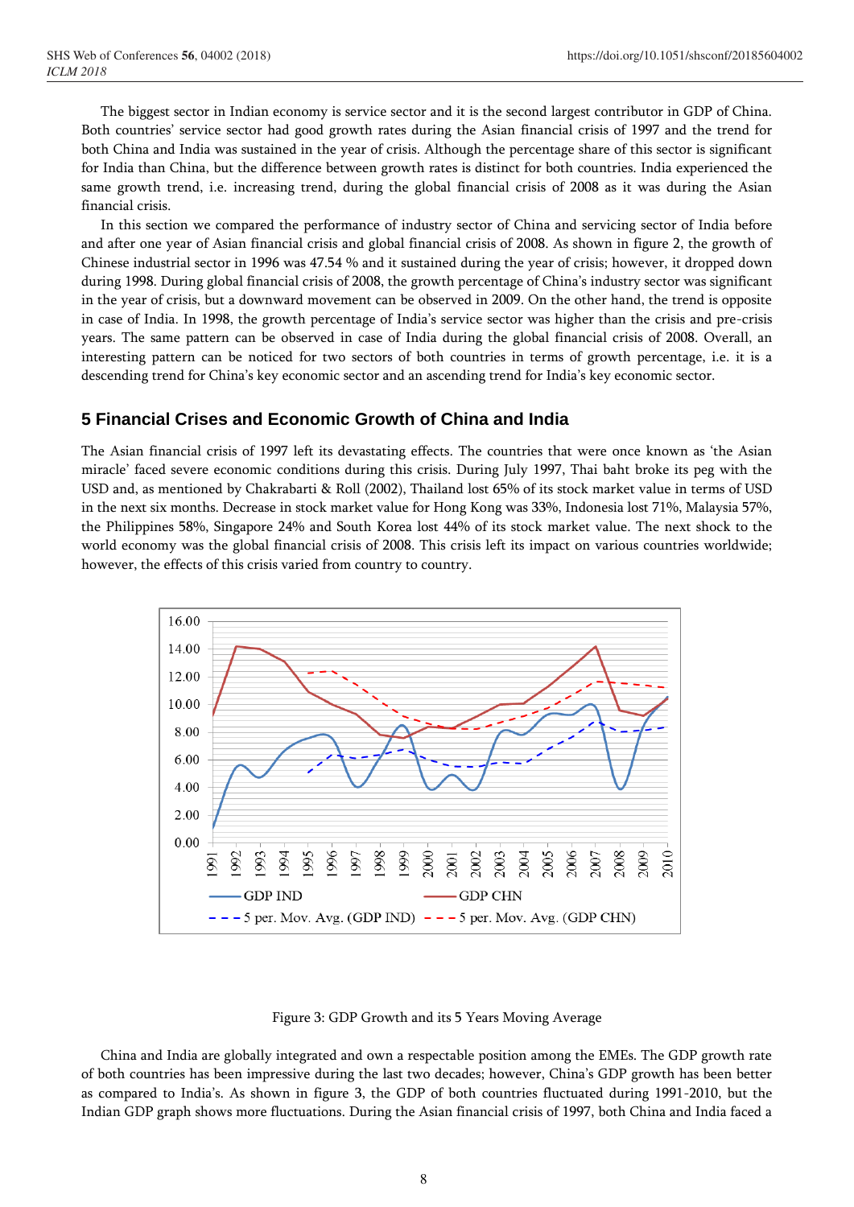The biggest sector in Indian economy is service sector and it is the second largest contributor in GDP of China. Both countries' service sector had good growth rates during the Asian financial crisis of 1997 and the trend for both China and India was sustained in the year of crisis. Although the percentage share of this sector is significant for India than China, but the difference between growth rates is distinct for both countries. India experienced the same growth trend, i.e. increasing trend, during the global financial crisis of 2008 as it was during the Asian financial crisis.

In this section we compared the performance of industry sector of China and servicing sector of India before and after one year of Asian financial crisis and global financial crisis of 2008. As shown in figure 2, the growth of Chinese industrial sector in 1996 was 47.54 % and it sustained during the year of crisis; however, it dropped down during 1998. During global financial crisis of 2008, the growth percentage of China's industry sector was significant in the year of crisis, but a downward movement can be observed in 2009. On the other hand, the trend is opposite in case of India. In 1998, the growth percentage of India's service sector was higher than the crisis and pre-crisis years. The same pattern can be observed in case of India during the global financial crisis of 2008. Overall, an interesting pattern can be noticed for two sectors of both countries in terms of growth percentage, i.e. it is a descending trend for China's key economic sector and an ascending trend for India's key economic sector.

## 5 Financial Crises and Economic Growth of China and India

The Asian financial crisis of 1997 left its devastating effects. The countries that were once known as 'the Asian miracle' faced severe economic conditions during this crisis. During July 1997, Thai baht broke its peg with the USD and, as mentioned by Chakrabarti & Roll (2002), Thailand lost 65% of its stock market value in terms of USD in the next six months. Decrease in stock market value for Hong Kong was 33%, Indonesia lost 71%, Malaysia 57%, the Philippines 58%, Singapore 24% and South Korea lost 44% of its stock market value. The next shock to the world economy was the global financial crisis of 2008. This crisis left its impact on various countries worldwide; however, the effects of this crisis varied from country to country.

Figure 3: GDP Growth and its 5 Years Moving Average

China and India are globally integrated and own a respectable position among the EMEs. The GDP growth rate of both countries has been impressive during the last two decades; however, China's GDP growth has been better as compared to India's. As shown in figure 3, the GDP of both countries fluctuated during 1991-2010, but the Indian GDP graph shows more fluctuations. During the Asian financial crisis of 1997, both China and India faced a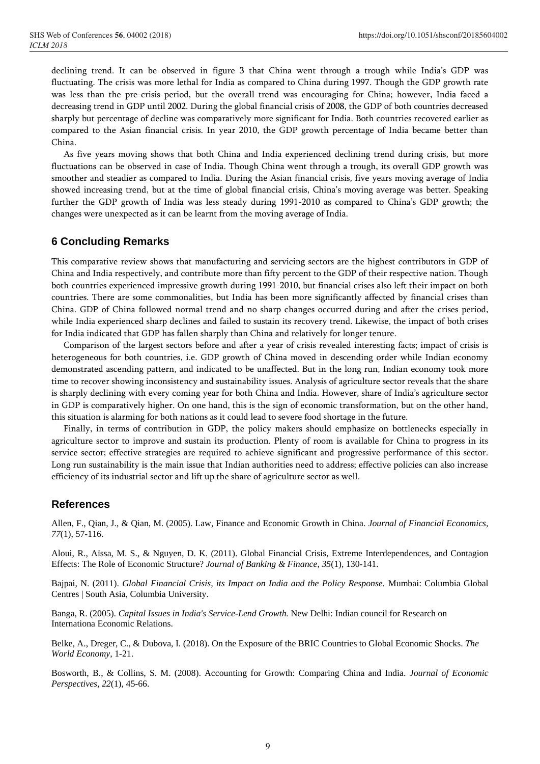declining trend. It can be observed in figure 3 that China went through a trough while India's GDP was fluctuating. The crisis was more lethal for India as compared to China during 1997. Though the GDP growth rate was less than the pre-crisis period, but the overall trend was encouraging for China; however, India faced a decreasing trend in GDP until 2002. During the global financial crisis of 2008, the GDP of both countries decreased sharply but percentage of decline was comparatively more significant for India. Both countries recovered earlier as compared to the Asian financial crisis. In year 2010, the GDP growth percentage of India became better than China.

As five years moving shows that both China and India experienced declining trend during crisis, but more fluctuations can be observed in case of India. Though China went through a trough, its overall GDP growth was smoother and steadier as compared to India. During the Asian financial crisis, five years moving average of India showed increasing trend, but at the time of global financial crisis, China's moving average was better. Speaking further the GDP growth of India was less steady during 1991-2010 as compared to China's GDP growth; the changes were unexpected as it can be learnt from the moving average of India.

## 6 Concluding Remarks

This comparative review shows that manufacturing and servicing sectors are the highest contributors in GDP of China and India respectively, and contribute more than fifty percent to the GDP of their respective nation. Though both countries experienced impressive growth during 1991-2010, but financial crises also left their impact on both countries. There are some commonalities, but India has been more significantly affected by financial crises than China. GDP of China followed normal trend and no sharp changes occurred during and after the crises period, while India experienced sharp declines and failed to sustain its recovery trend. Likewise, the impact of both crises for India indicated that GDP has fallen sharply than China and relatively for longer tenure.

Comparison of the largest sectors before and after a year of crisis revealed interesting facts; impact of crisis is heterogeneous for both countries, i.e. GDP growth of China moved in descending order while Indian economy demonstrated ascending pattern, and indicated to be unaffected. But in the long run, Indian economy took more time to recover showing inconsistency and sustainability issues. Analysis of agriculture sector reveals that the share is sharply declining with every coming year for both China and India. However, share of India's agriculture sector in GDP is comparatively higher. On one hand, this is the sign of economic transformation, but on the other hand, this situation is alarming for both nations as it could lead to severe food shortage in the future.

Finally, in terms of contribution in GDP, the policy makers should emphasize on bottlenecks especially in agriculture sector to improve and sustain its production. Plenty of room is available for China to progress in its service sector; effective strategies are required to achieve significant and progressive performance of this sector. Long run sustainability is the main issue that Indian authorities need to address; effective policies can also increase efficiency of its industrial sector and lift up the share of agriculture sector as well.

## References

Allen, F., Qian, J., & Qian, M. (2005). Law, Finance and Economic Growth in China. *Journal of Financial Economics, 77*(1), 57-116.

Aloui, R., Aïssa, M. S., & Nguyen, D. K. (2011). Global Financial Crisis, Extreme Interdependences, and Contagion Effects: The Role of Economic Structure? *Journal of Banking & Finance, 35*(1), 130-141.

Bajpai, N. (2011). *Global Financial Crisis, its Impact on India and the Policy Response.* Mumbai: Columbia Global Centres | South Asia, Columbia University.

Banga, R. (2005). *Capital Issues in India's Service-Lend Growth.* New Delhi: Indian council for Research on Internationa Economic Relations.

Belke, A., Dreger, C., & Dubova, I. (2018). On the Exposure of the BRIC Countries to Global Economic Shocks. *The World Economy*, 1-21.

Bosworth, B., & Collins, S. M. (2008). Accounting for Growth: Comparing China and India. *Journal of Economic Perspectives, 22*(1), 45-66.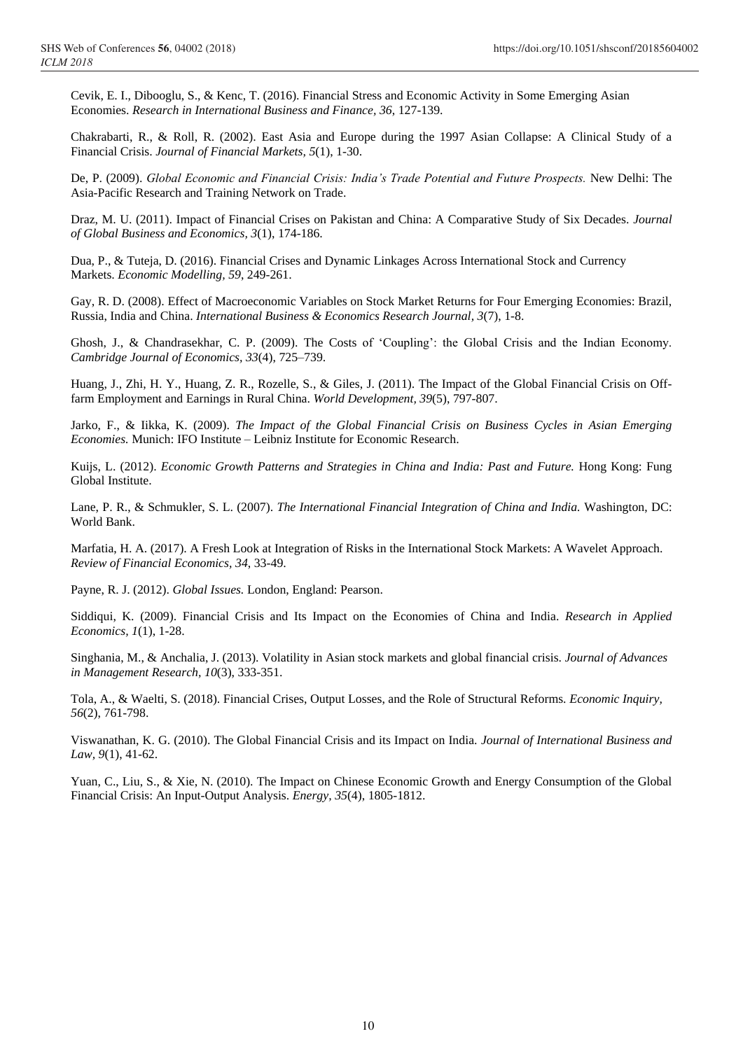Cevik, E. I., Dibooglu, S., & Kenc, T. (2016). Financial Stress and Economic Activity in Some Emerging Asian Economies. *Research in International Business and Finance, 36*, 127-139.

Chakrabarti, R., & Roll, R. (2002). East Asia and Europe during the 1997 Asian Collapse: A Clinical Study of a Financial Crisis. *Journal of Financial Markets, 5*(1), 1-30.

De, P. (2009). *Global Economic and Financial Crisis: India's Trade Potential and Future Prospects.* New Delhi: The Asia-Pacific Research and Training Network on Trade.

Draz, M. U. (2011). Impact of Financial Crises on Pakistan and China: A Comparative Study of Six Decades. *Journal of Global Business and Economics, 3*(1), 174-186.

Dua, P., & Tuteja, D. (2016). Financial Crises and Dynamic Linkages Across International Stock and Currency Markets. *Economic Modelling, 59*, 249-261.

Gay, R. D. (2008). Effect of Macroeconomic Variables on Stock Market Returns for Four Emerging Economies: Brazil, Russia, India and China. *International Business & Economics Research Journal, 3*(7), 1-8.

Ghosh, J., & Chandrasekhar, C. P. (2009). The Costs of 'Coupling': the Global Crisis and the Indian Economy. *Cambridge Journal of Economics, 33*(4), 725–739.

Huang, J., Zhi, H. Y., Huang, Z. R., Rozelle, S., & Giles, J. (2011). The Impact of the Global Financial Crisis on Off-farm Employment and Earnings in Rural China. *World Development, 39*(5), 797-807.

Jarko, F., & Iikka, K. (2009). *The Impact of the Global Financial Crisis on Business Cycles in Asian Emerging Economies.* Munich: IFO Institute – Leibniz Institute for Economic Research.

Kuijs, L. (2012). *Economic Growth Patterns and Strategies in China and India: Past and Future.* Hong Kong: Fung Global Institute.

Lane, P. R., & Schmukler, S. L. (2007). *The International Financial Integration of China and India.* Washington, DC: World Bank.

Marfatia, H. A. (2017). A Fresh Look at Integration of Risks in the International Stock Markets: A Wavelet Approach. *Review of Financial Economics, 34*, 33-49.

Payne, R. J. (2012). *Global Issues.* London, England: Pearson.

Siddiqui, K. (2009). Financial Crisis and Its Impact on the Economies of China and India. *Research in Applied Economics, 1*(1), 1-28.

Singhania, M., & Anchalia, J. (2013). Volatility in Asian stock markets and global financial crisis. *Journal of Advances in Management Research, 10*(3), 333-351.

Tola, A., & Waelti, S. (2018). Financial Crises, Output Losses, and the Role of Structural Reforms. *Economic Inquiry, 56*(2), 761-798.

Viswanathan, K. G. (2010). The Global Financial Crisis and its Impact on India. *Journal of International Business and Law, 9*(1), 41-62.

Yuan, C., Liu, S., & Xie, N. (2010). The Impact on Chinese Economic Growth and Energy Consumption of the Global Financial Crisis: An Input-Output Analysis. *Energy, 35*(4), 1805-1812.